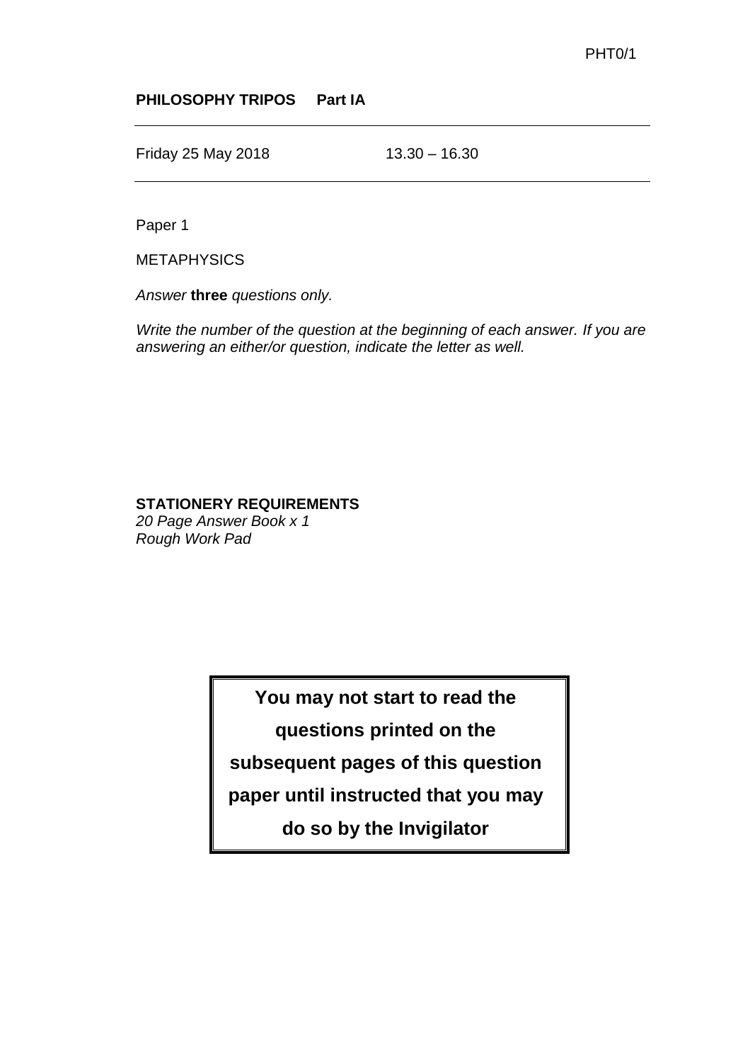PHT0/1

**PHILOSOPHY TRIPOS Part IA**

Friday 25 May 2018 13.30 – 16.30

Paper 1

METAPHYSICS

*Answer* **three** *questions only.*

*Write the number of the question at the beginning of each answer. If you are answering an either/or question, indicate the letter as well.*

**STATIONERY REQUIREMENTS**
*20 Page Answer Book x 1*
*Rough Work Pad*

**You may not start to read the questions printed on the subsequent pages of this question paper until instructed that you may do so by the Invigilator**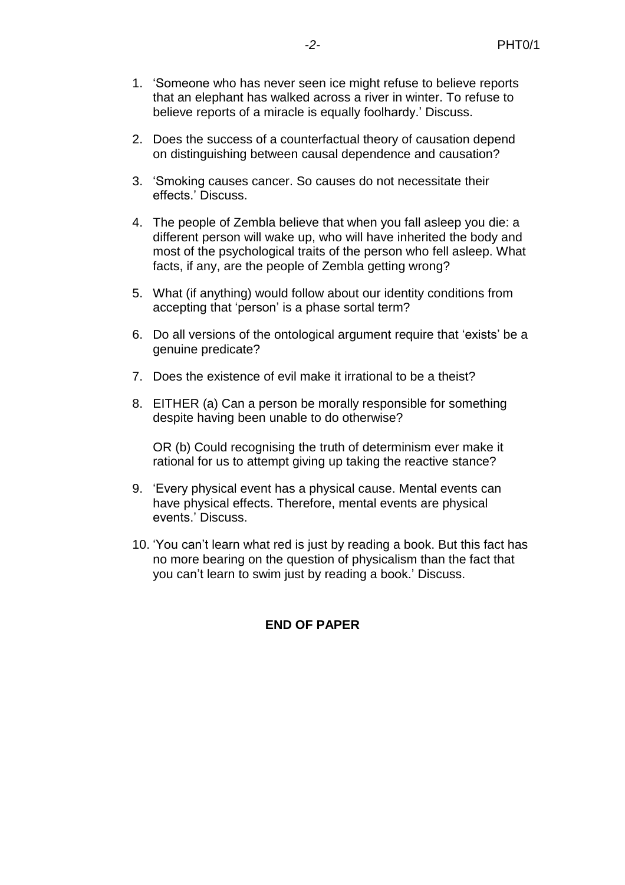1. 'Someone who has never seen ice might refuse to believe reports that an elephant has walked across a river in winter. To refuse to believe reports of a miracle is equally foolhardy.' Discuss.

2. Does the success of a counterfactual theory of causation depend on distinguishing between causal dependence and causation?

3. 'Smoking causes cancer. So causes do not necessitate their effects.' Discuss.

4. The people of Zembla believe that when you fall asleep you die: a different person will wake up, who will have inherited the body and most of the psychological traits of the person who fell asleep. What facts, if any, are the people of Zembla getting wrong?

5. What (if anything) would follow about our identity conditions from accepting that 'person' is a phase sortal term?

6. Do all versions of the ontological argument require that 'exists' be a genuine predicate?

7. Does the existence of evil make it irrational to be a theist?

8. EITHER (a) Can a person be morally responsible for something despite having been unable to do otherwise?

   OR (b) Could recognising the truth of determinism ever make it rational for us to attempt giving up taking the reactive stance?

9. 'Every physical event has a physical cause. Mental events can have physical effects. Therefore, mental events are physical events.' Discuss.

10. 'You can't learn what red is just by reading a book. But this fact has no more bearing on the question of physicalism than the fact that you can't learn to swim just by reading a book.' Discuss.

**END OF PAPER**